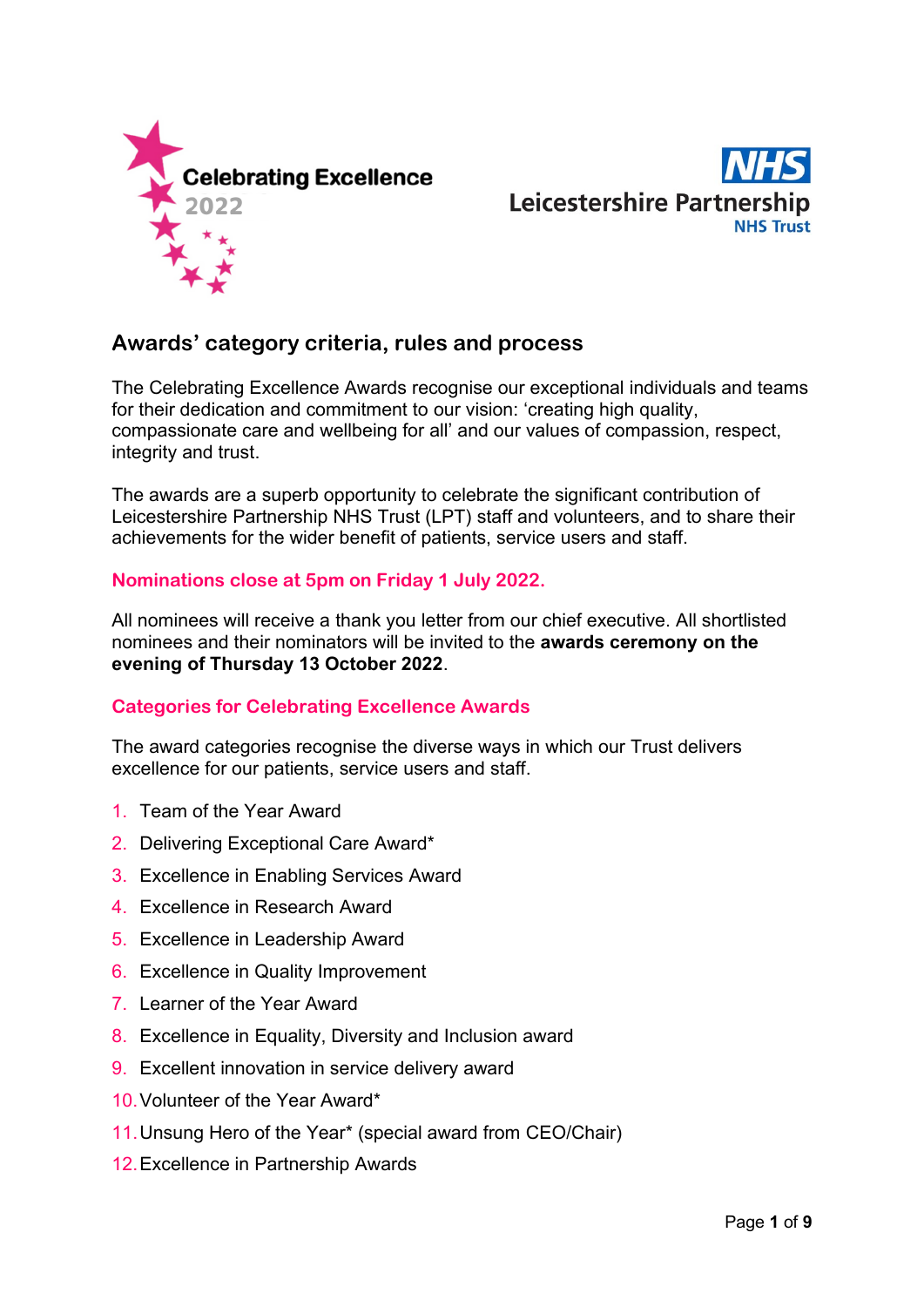Celebrating Excellence 2022

Leicestershire Partnership NHS Trust

## Awards' category criteria, rules and process

The Celebrating Excellence Awards recognise our exceptional individuals and teams for their dedication and commitment to our vision: 'creating high quality, compassionate care and wellbeing for all' and our values of compassion, respect, integrity and trust.

The awards are a superb opportunity to celebrate the significant contribution of Leicestershire Partnership NHS Trust (LPT) staff and volunteers, and to share their achievements for the wider benefit of patients, service users and staff.

**Nominations close at 5pm on Friday 1 July 2022.**

All nominees will receive a thank you letter from our chief executive. All shortlisted nominees and their nominators will be invited to the **awards ceremony on the evening of Thursday 13 October 2022**.

### Categories for Celebrating Excellence Awards

The award categories recognise the diverse ways in which our Trust delivers excellence for our patients, service users and staff.

1. Team of the Year Award
2. Delivering Exceptional Care Award*
3. Excellence in Enabling Services Award
4. Excellence in Research Award
5. Excellence in Leadership Award
6. Excellence in Quality Improvement
7. Learner of the Year Award
8. Excellence in Equality, Diversity and Inclusion award
9. Excellent innovation in service delivery award
10. Volunteer of the Year Award*
11. Unsung Hero of the Year* (special award from CEO/Chair)
12. Excellence in Partnership Awards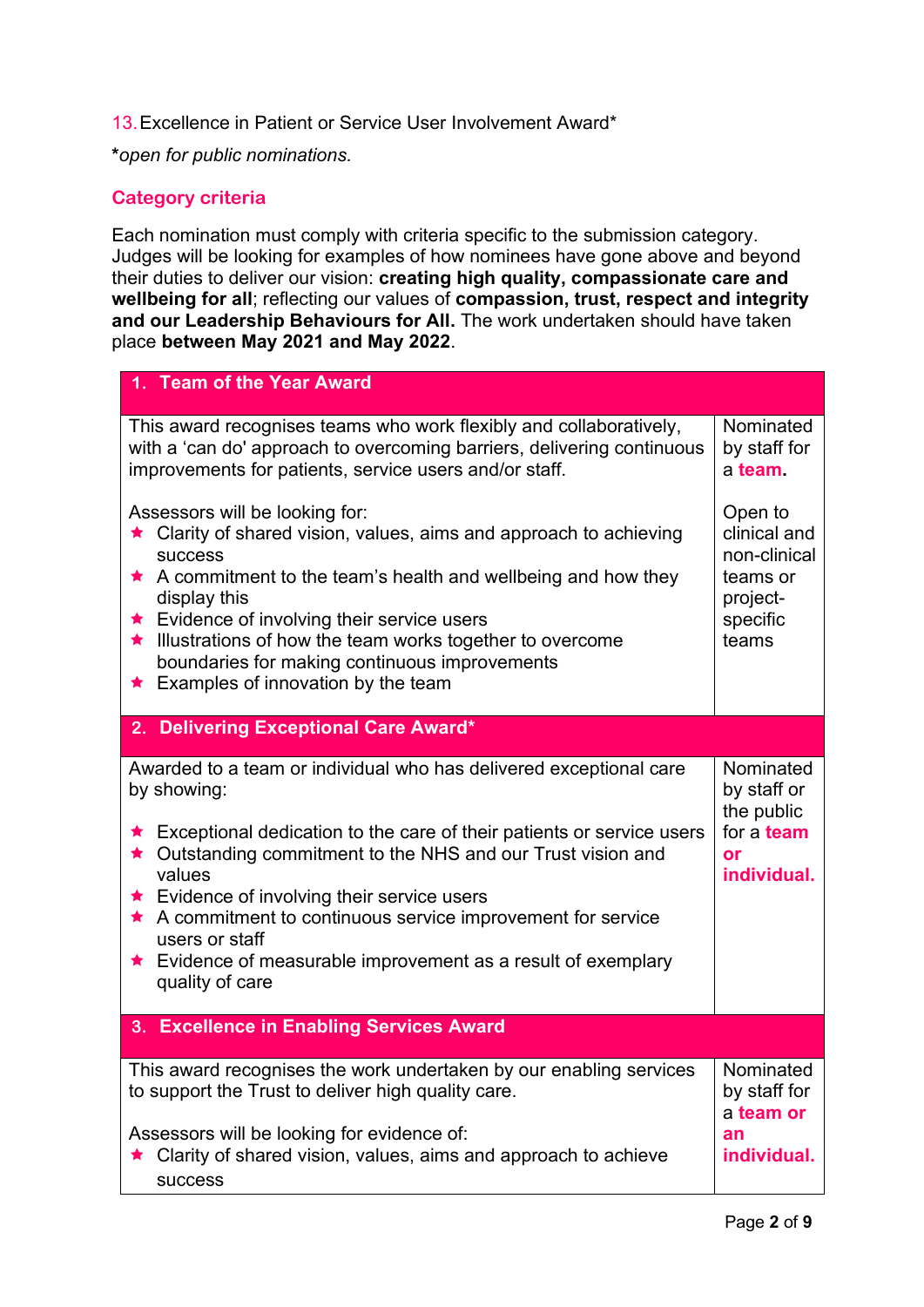13. Excellence in Patient or Service User Involvement Award*

**\***_open for public nominations._

## Category criteria

Each nomination must comply with criteria specific to the submission category. Judges will be looking for examples of how nominees have gone above and beyond their duties to deliver our vision: **creating high quality, compassionate care and wellbeing for all**; reflecting our values of **compassion, trust, respect and integrity and our Leadership Behaviours for All.** The work undertaken should have taken place **between May 2021 and May 2022**.

| **1. Team of the Year Award** | |
|---|---|
| This award recognises teams who work flexibly and collaboratively, with a 'can do' approach to overcoming barriers, delivering continuous improvements for patients, service users and/or staff.<br><br>Assessors will be looking for:<br>★ Clarity of shared vision, values, aims and approach to achieving success<br>★ A commitment to the team's health and wellbeing and how they display this<br>★ Evidence of involving their service users<br>★ Illustrations of how the team works together to overcome boundaries for making continuous improvements<br>★ Examples of innovation by the team | Nominated by staff for a **team.**<br><br>Open to clinical and non-clinical teams or project-specific teams |
| **2. Delivering Exceptional Care Award*** | |
| Awarded to a team or individual who has delivered exceptional care by showing:<br><br>★ Exceptional dedication to the care of their patients or service users<br>★ Outstanding commitment to the NHS and our Trust vision and values<br>★ Evidence of involving their service users<br>★ A commitment to continuous service improvement for service users or staff<br>★ Evidence of measurable improvement as a result of exemplary quality of care | Nominated by staff or the public for a **team or individual.** |
| **3. Excellence in Enabling Services Award** | |
| This award recognises the work undertaken by our enabling services to support the Trust to deliver high quality care.<br><br>Assessors will be looking for evidence of:<br>★ Clarity of shared vision, values, aims and approach to achieve success | Nominated by staff for a **team or an individual.** |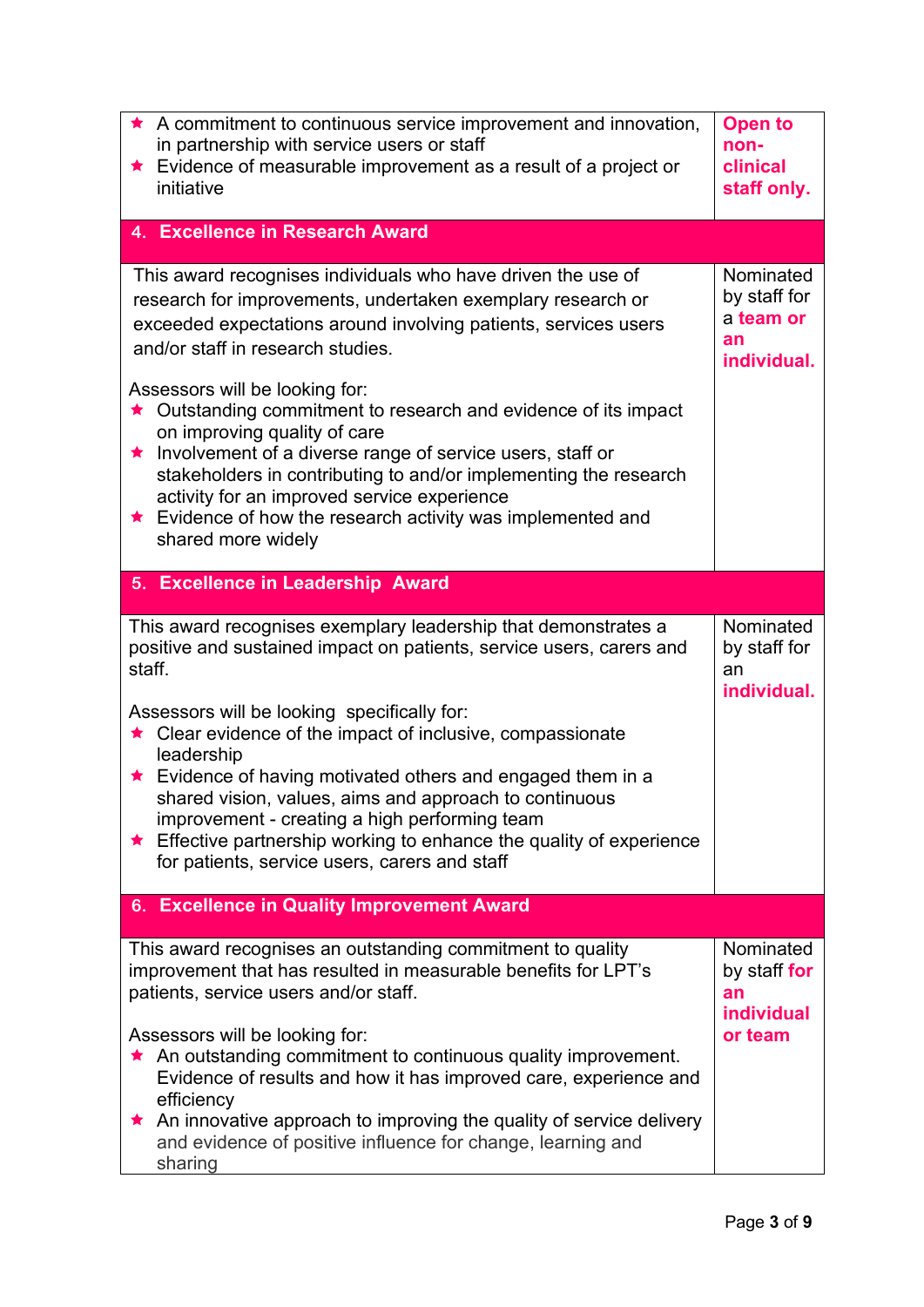| | |
|---|---|
| ★ A commitment to continuous service improvement and innovation, in partnership with service users or staff<br>★ Evidence of measurable improvement as a result of a project or initiative | **Open to non-clinical staff only.** |
| **4. Excellence in Research Award** | |
| This award recognises individuals who have driven the use of research for improvements, undertaken exemplary research or exceeded expectations around involving patients, services users and/or staff in research studies.<br><br>Assessors will be looking for:<br>★ Outstanding commitment to research and evidence of its impact on improving quality of care<br>★ Involvement of a diverse range of service users, staff or stakeholders in contributing to and/or implementing the research activity for an improved service experience<br>★ Evidence of how the research activity was implemented and shared more widely | Nominated by staff for a **team or an individual.** |
| **5. Excellence in Leadership Award** | |
| This award recognises exemplary leadership that demonstrates a positive and sustained impact on patients, service users, carers and staff.<br><br>Assessors will be looking specifically for:<br>★ Clear evidence of the impact of inclusive, compassionate leadership<br>★ Evidence of having motivated others and engaged them in a shared vision, values, aims and approach to continuous improvement - creating a high performing team<br>★ Effective partnership working to enhance the quality of experience for patients, service users, carers and staff | Nominated by staff for an **individual.** |
| **6. Excellence in Quality Improvement Award** | |
| This award recognises an outstanding commitment to quality improvement that has resulted in measurable benefits for LPT's patients, service users and/or staff.<br><br>Assessors will be looking for:<br>★ An outstanding commitment to continuous quality improvement. Evidence of results and how it has improved care, experience and efficiency<br>★ An innovative approach to improving the quality of service delivery and evidence of positive influence for change, learning and sharing | Nominated by staff **for an individual or team** |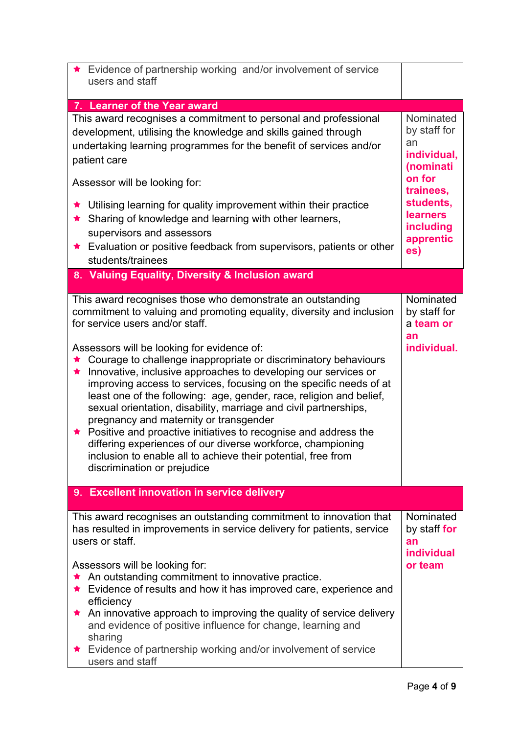| | |
|---|---|
| ★ Evidence of partnership working and/or involvement of service users and staff | |
| **7. Learner of the Year award** | |
| This award recognises a commitment to personal and professional development, utilising the knowledge and skills gained through undertaking learning programmes for the benefit of services and/or patient care<br><br>Assessor will be looking for:<br><br>★ Utilising learning for quality improvement within their practice<br>★ Sharing of knowledge and learning with other learners, supervisors and assessors<br>★ Evaluation or positive feedback from supervisors, patients or other students/trainees | Nominated by staff for an **individual, (nomination for trainees, students, learners including apprentices)** |
| **8. Valuing Equality, Diversity & Inclusion award** | |
| This award recognises those who demonstrate an outstanding commitment to valuing and promoting equality, diversity and inclusion for service users and/or staff.<br><br>Assessors will be looking for evidence of:<br>★ Courage to challenge inappropriate or discriminatory behaviours<br>★ Innovative, inclusive approaches to developing our services or improving access to services, focusing on the specific needs of at least one of the following: age, gender, race, religion and belief, sexual orientation, disability, marriage and civil partnerships, pregnancy and maternity or transgender<br>★ Positive and proactive initiatives to recognise and address the differing experiences of our diverse workforce, championing inclusion to enable all to achieve their potential, free from discrimination or prejudice | Nominated by staff for a **team or an individual.** |
| **9. Excellent innovation in service delivery** | |
| This award recognises an outstanding commitment to innovation that has resulted in improvements in service delivery for patients, service users or staff.<br><br>Assessors will be looking for:<br>★ An outstanding commitment to innovative practice.<br>★ Evidence of results and how it has improved care, experience and efficiency<br>★ An innovative approach to improving the quality of service delivery and evidence of positive influence for change, learning and sharing<br>★ Evidence of partnership working and/or involvement of service users and staff | Nominated by staff **for an individual or team** |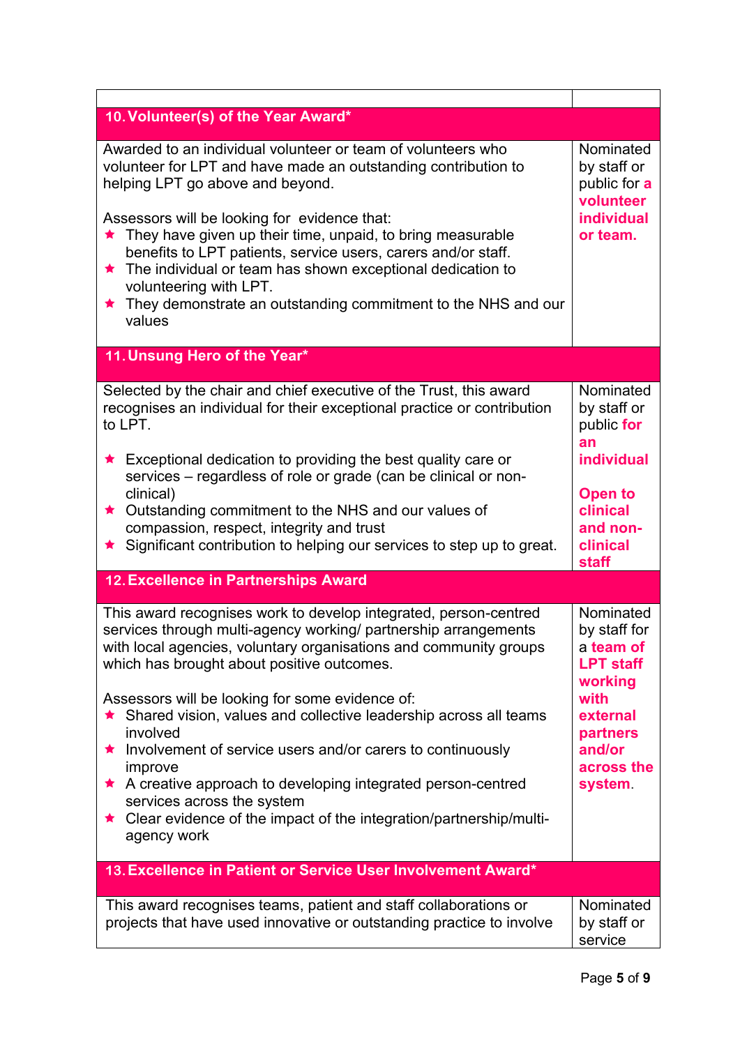| | |
|---|---|
| **10. Volunteer(s) of the Year Award*** | |
| Awarded to an individual volunteer or team of volunteers who volunteer for LPT and have made an outstanding contribution to helping LPT go above and beyond.<br><br>Assessors will be looking for evidence that:<br>★ They have given up their time, unpaid, to bring measurable benefits to LPT patients, service users, carers and/or staff.<br>★ The individual or team has shown exceptional dedication to volunteering with LPT.<br>★ They demonstrate an outstanding commitment to the NHS and our values | Nominated by staff or public for **a volunteer individual or team.** |
| **11. Unsung Hero of the Year*** | |
| Selected by the chair and chief executive of the Trust, this award recognises an individual for their exceptional practice or contribution to LPT.<br><br>★ Exceptional dedication to providing the best quality care or services – regardless of role or grade (can be clinical or non-clinical)<br>★ Outstanding commitment to the NHS and our values of compassion, respect, integrity and trust<br>★ Significant contribution to helping our services to step up to great. | Nominated by staff or public **for an individual**<br><br>**Open to clinical and non-clinical staff** |
| **12. Excellence in Partnerships Award** | |
| This award recognises work to develop integrated, person-centred services through multi-agency working/ partnership arrangements with local agencies, voluntary organisations and community groups which has brought about positive outcomes.<br><br>Assessors will be looking for some evidence of:<br>★ Shared vision, values and collective leadership across all teams involved<br>★ Involvement of service users and/or carers to continuously improve<br>★ A creative approach to developing integrated person-centred services across the system<br>★ Clear evidence of the impact of the integration/partnership/multi-agency work | Nominated by staff for a **team of LPT staff working with external partners and/or across the system**. |
| **13. Excellence in Patient or Service User Involvement Award*** | |
| This award recognises teams, patient and staff collaborations or projects that have used innovative or outstanding practice to involve | Nominated by staff or service |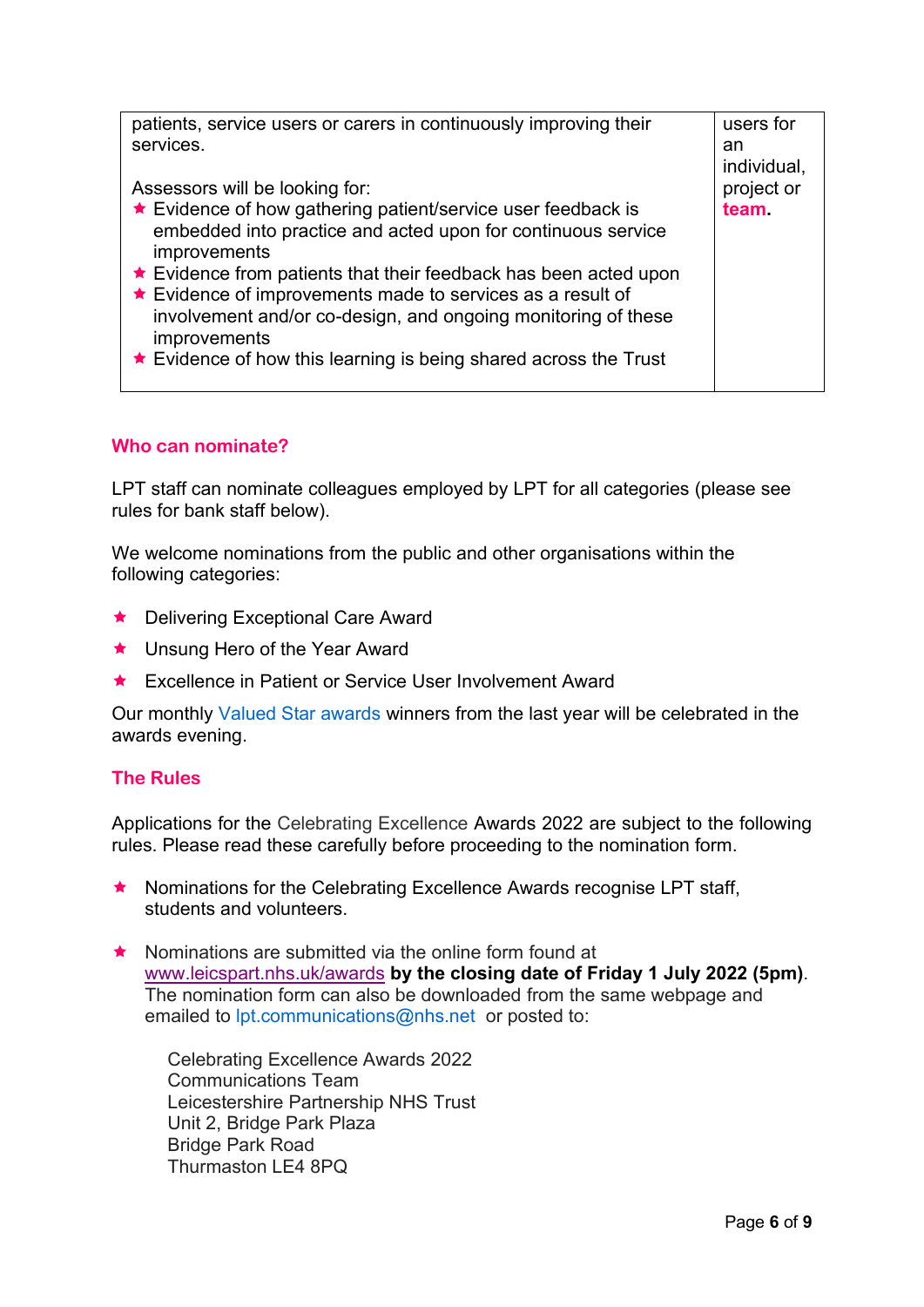| patients, service users or carers in continuously improving their services.<br><br>Assessors will be looking for:<br>★ Evidence of how gathering patient/service user feedback is embedded into practice and acted upon for continuous service improvements<br>★ Evidence from patients that their feedback has been acted upon<br>★ Evidence of improvements made to services as a result of involvement and/or co-design, and ongoing monitoring of these improvements<br>★ Evidence of how this learning is being shared across the Trust | users for an individual, project or **team.** |
|---|---|

## Who can nominate?

LPT staff can nominate colleagues employed by LPT for all categories (please see rules for bank staff below).

We welcome nominations from the public and other organisations within the following categories:

- Delivering Exceptional Care Award
- Unsung Hero of the Year Award
- Excellence in Patient or Service User Involvement Award

Our monthly Valued Star awards winners from the last year will be celebrated in the awards evening.

## The Rules

Applications for the Celebrating Excellence Awards 2022 are subject to the following rules. Please read these carefully before proceeding to the nomination form.

- Nominations for the Celebrating Excellence Awards recognise LPT staff, students and volunteers.

- Nominations are submitted via the online form found at www.leicspart.nhs.uk/awards **by the closing date of Friday 1 July 2022 (5pm)**. The nomination form can also be downloaded from the same webpage and emailed to lpt.communications@nhs.net or posted to:

  Celebrating Excellence Awards 2022
  Communications Team
  Leicestershire Partnership NHS Trust
  Unit 2, Bridge Park Plaza
  Bridge Park Road
  Thurmaston LE4 8PQ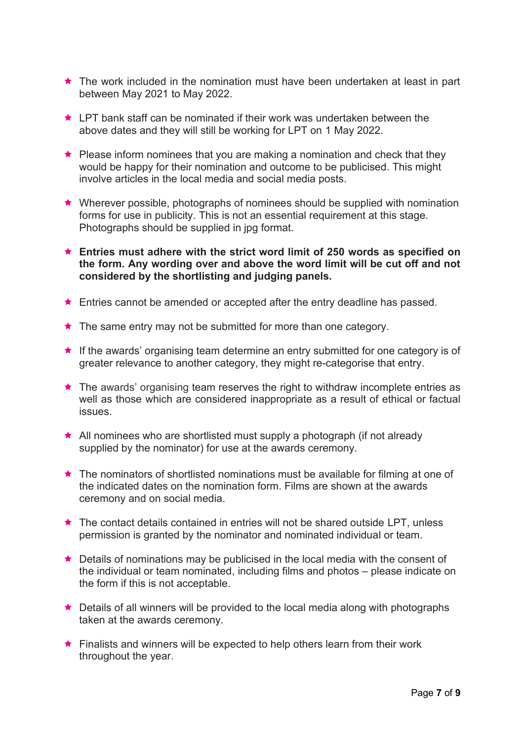- The work included in the nomination must have been undertaken at least in part between May 2021 to May 2022.
- LPT bank staff can be nominated if their work was undertaken between the above dates and they will still be working for LPT on 1 May 2022.
- Please inform nominees that you are making a nomination and check that they would be happy for their nomination and outcome to be publicised. This might involve articles in the local media and social media posts.
- Wherever possible, photographs of nominees should be supplied with nomination forms for use in publicity. This is not an essential requirement at this stage. Photographs should be supplied in jpg format.
- **Entries must adhere with the strict word limit of 250 words as specified on the form. Any wording over and above the word limit will be cut off and not considered by the shortlisting and judging panels.**
- Entries cannot be amended or accepted after the entry deadline has passed.
- The same entry may not be submitted for more than one category.
- If the awards' organising team determine an entry submitted for one category is of greater relevance to another category, they might re-categorise that entry.
- The awards' organising team reserves the right to withdraw incomplete entries as well as those which are considered inappropriate as a result of ethical or factual issues.
- All nominees who are shortlisted must supply a photograph (if not already supplied by the nominator) for use at the awards ceremony.
- The nominators of shortlisted nominations must be available for filming at one of the indicated dates on the nomination form. Films are shown at the awards ceremony and on social media.
- The contact details contained in entries will not be shared outside LPT, unless permission is granted by the nominator and nominated individual or team.
- Details of nominations may be publicised in the local media with the consent of the individual or team nominated, including films and photos – please indicate on the form if this is not acceptable.
- Details of all winners will be provided to the local media along with photographs taken at the awards ceremony.
- Finalists and winners will be expected to help others learn from their work throughout the year.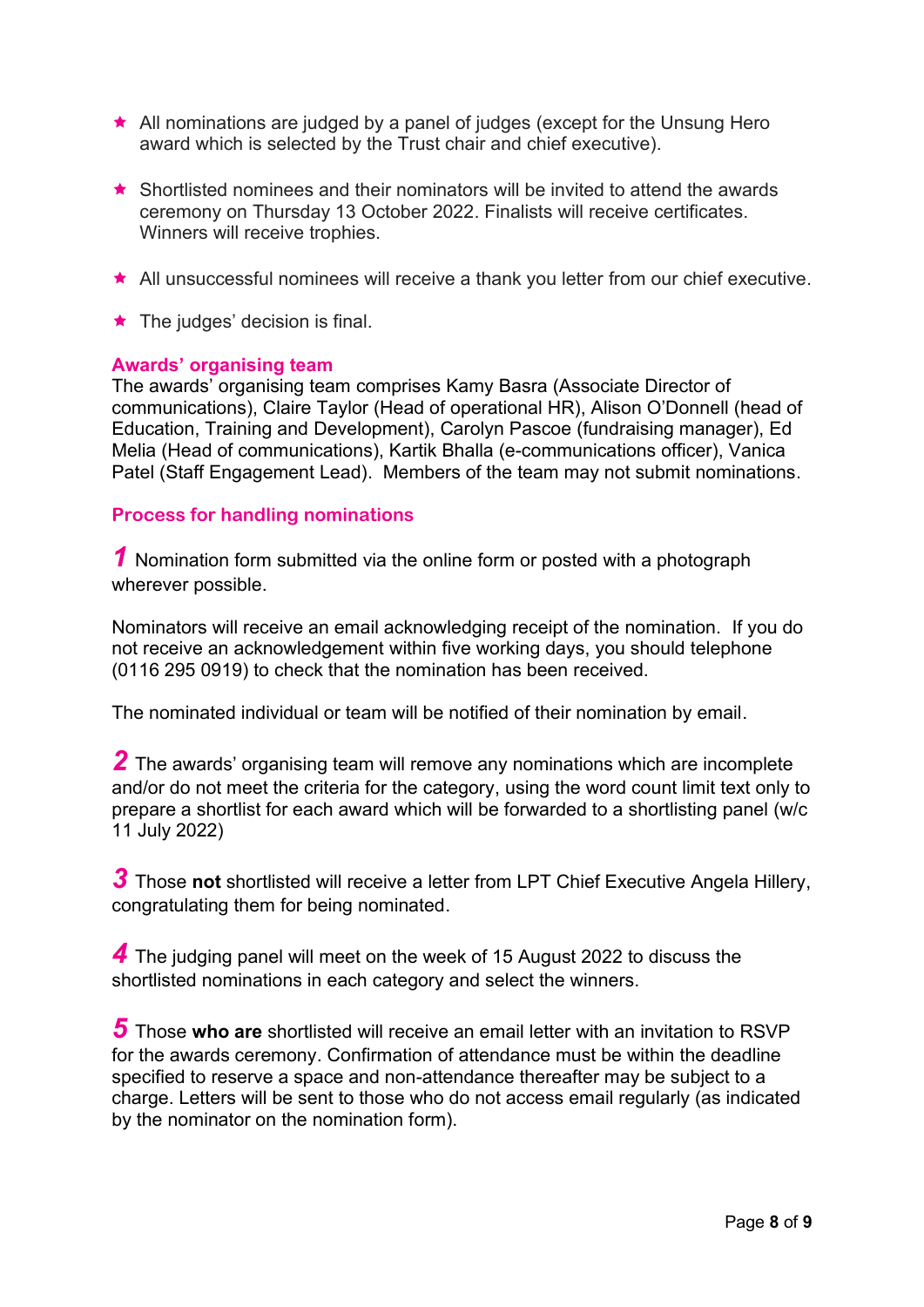- ★ All nominations are judged by a panel of judges (except for the Unsung Hero award which is selected by the Trust chair and chief executive).

- ★ Shortlisted nominees and their nominators will be invited to attend the awards ceremony on Thursday 13 October 2022. Finalists will receive certificates. Winners will receive trophies.

- ★ All unsuccessful nominees will receive a thank you letter from our chief executive.

- ★ The judges' decision is final.

**Awards' organising team**

The awards' organising team comprises Kamy Basra (Associate Director of communications), Claire Taylor (Head of operational HR), Alison O'Donnell (head of Education, Training and Development), Carolyn Pascoe (fundraising manager), Ed Melia (Head of communications), Kartik Bhalla (e-communications officer), Vanica Patel (Staff Engagement Lead). Members of the team may not submit nominations.

**Process for handling nominations**

***1*** Nomination form submitted via the online form or posted with a photograph wherever possible.

Nominators will receive an email acknowledging receipt of the nomination. If you do not receive an acknowledgement within five working days, you should telephone (0116 295 0919) to check that the nomination has been received.

The nominated individual or team will be notified of their nomination by email.

***2*** The awards' organising team will remove any nominations which are incomplete and/or do not meet the criteria for the category, using the word count limit text only to prepare a shortlist for each award which will be forwarded to a shortlisting panel (w/c 11 July 2022)

***3*** Those **not** shortlisted will receive a letter from LPT Chief Executive Angela Hillery, congratulating them for being nominated.

***4*** The judging panel will meet on the week of 15 August 2022 to discuss the shortlisted nominations in each category and select the winners.

***5*** Those **who are** shortlisted will receive an email letter with an invitation to RSVP for the awards ceremony. Confirmation of attendance must be within the deadline specified to reserve a space and non-attendance thereafter may be subject to a charge. Letters will be sent to those who do not access email regularly (as indicated by the nominator on the nomination form).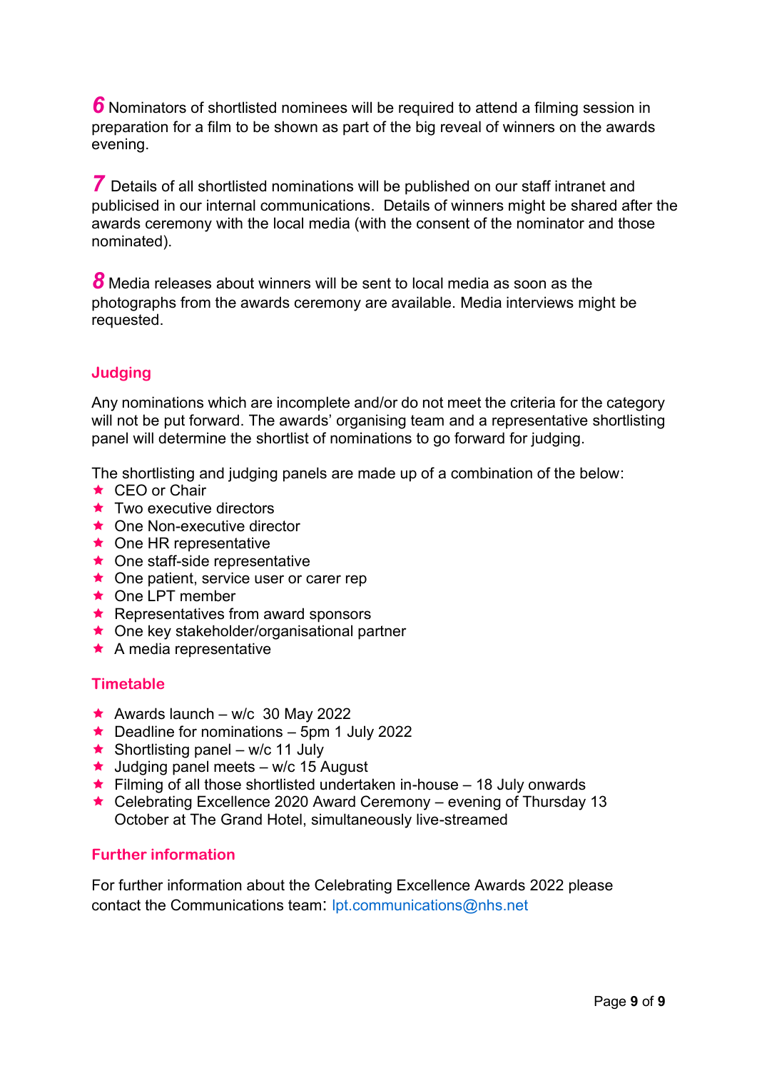**6** Nominators of shortlisted nominees will be required to attend a filming session in preparation for a film to be shown as part of the big reveal of winners on the awards evening.

**7** Details of all shortlisted nominations will be published on our staff intranet and publicised in our internal communications. Details of winners might be shared after the awards ceremony with the local media (with the consent of the nominator and those nominated).

**8** Media releases about winners will be sent to local media as soon as the photographs from the awards ceremony are available. Media interviews might be requested.

## Judging

Any nominations which are incomplete and/or do not meet the criteria for the category will not be put forward. The awards' organising team and a representative shortlisting panel will determine the shortlist of nominations to go forward for judging.

The shortlisting and judging panels are made up of a combination of the below:

- CEO or Chair
- Two executive directors
- One Non-executive director
- One HR representative
- One staff-side representative
- One patient, service user or carer rep
- One LPT member
- Representatives from award sponsors
- One key stakeholder/organisational partner
- A media representative

## Timetable

- Awards launch – w/c 30 May 2022
- Deadline for nominations – 5pm 1 July 2022
- Shortlisting panel – w/c 11 July
- Judging panel meets – w/c 15 August
- Filming of all those shortlisted undertaken in-house – 18 July onwards
- Celebrating Excellence 2020 Award Ceremony – evening of Thursday 13 October at The Grand Hotel, simultaneously live-streamed

## Further information

For further information about the Celebrating Excellence Awards 2022 please contact the Communications team: lpt.communications@nhs.net